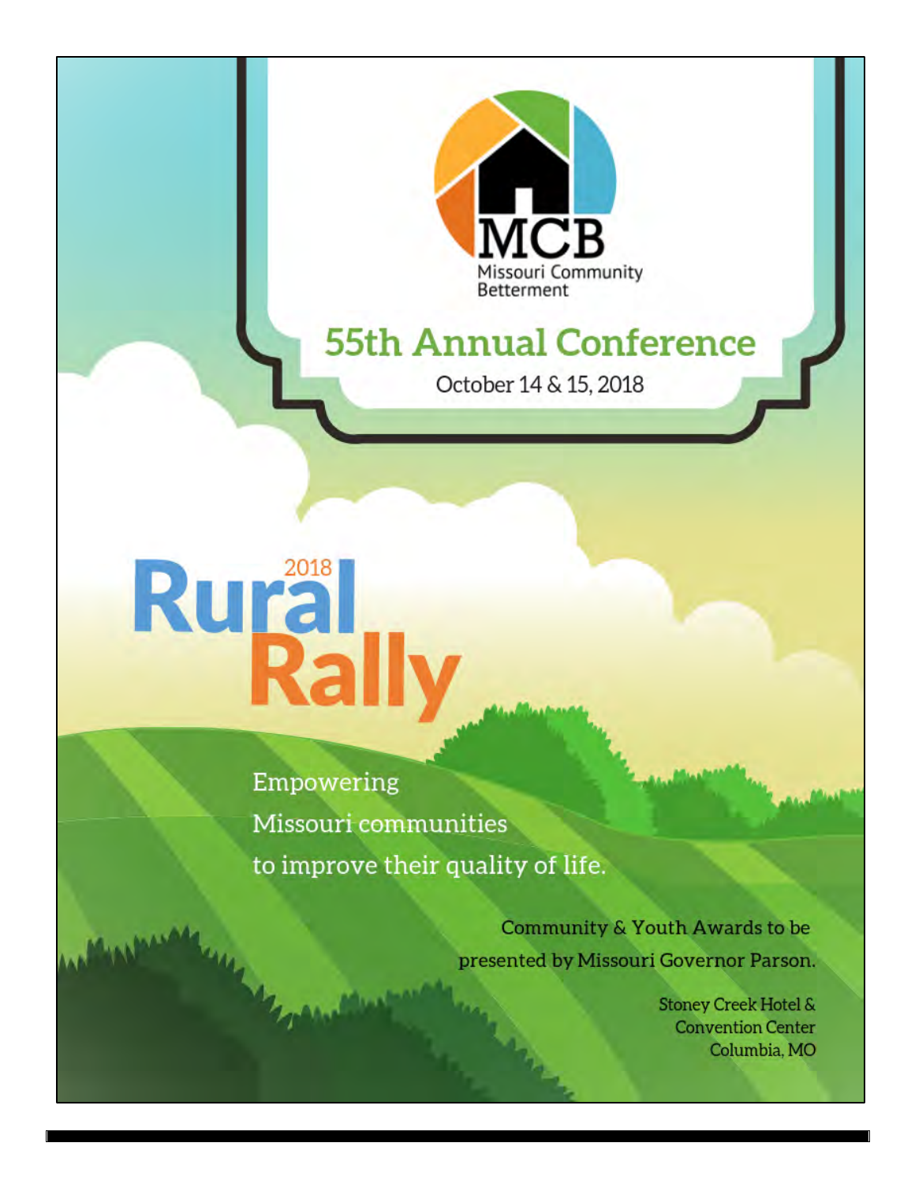MCB

Missouri Community Betterment

# 55th Annual Conference

October 14 & 15, 2018

# 2018 Rural Rally

Empowering
Missouri communities
to improve their quality of life.

Community & Youth Awards to be presented by Missouri Governor Parson.

Stoney Creek Hotel &
Convention Center
Columbia, MO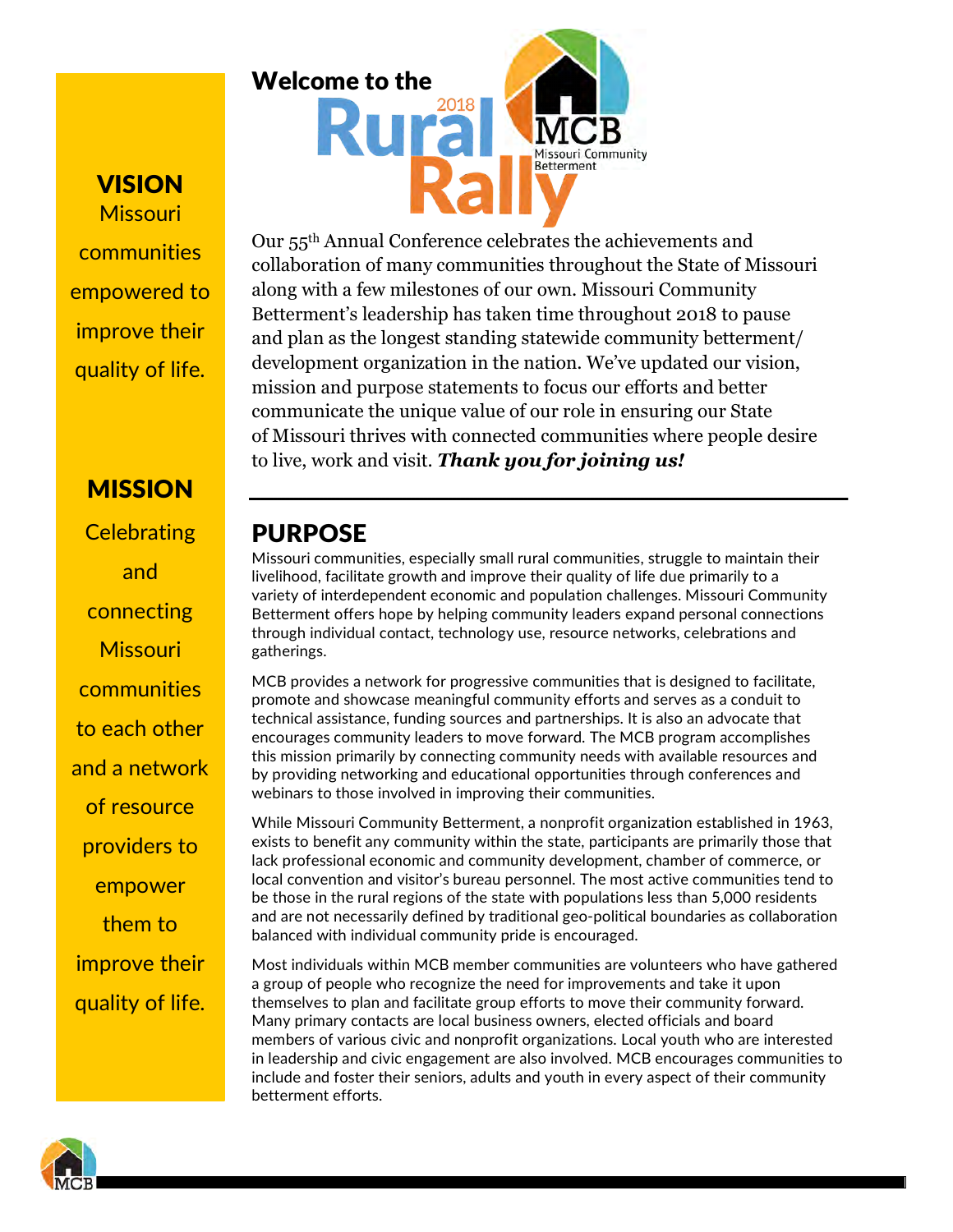## VISION

Missouri communities empowered to improve their quality of life.

## MISSION

Celebrating and connecting Missouri communities to each other and a network of resource providers to empower them to improve their quality of life.

# Welcome to the 2018 Rural Rally

Our 55th Annual Conference celebrates the achievements and collaboration of many communities throughout the State of Missouri along with a few milestones of our own. Missouri Community Betterment's leadership has taken time throughout 2018 to pause and plan as the longest standing statewide community betterment/ development organization in the nation. We've updated our vision, mission and purpose statements to focus our efforts and better communicate the unique value of our role in ensuring our State of Missouri thrives with connected communities where people desire to live, work and visit. ***Thank you for joining us!***

## PURPOSE

Missouri communities, especially small rural communities, struggle to maintain their livelihood, facilitate growth and improve their quality of life due primarily to a variety of interdependent economic and population challenges. Missouri Community Betterment offers hope by helping community leaders expand personal connections through individual contact, technology use, resource networks, celebrations and gatherings.

MCB provides a network for progressive communities that is designed to facilitate, promote and showcase meaningful community efforts and serves as a conduit to technical assistance, funding sources and partnerships. It is also an advocate that encourages community leaders to move forward. The MCB program accomplishes this mission primarily by connecting community needs with available resources and by providing networking and educational opportunities through conferences and webinars to those involved in improving their communities.

While Missouri Community Betterment, a nonprofit organization established in 1963, exists to benefit any community within the state, participants are primarily those that lack professional economic and community development, chamber of commerce, or local convention and visitor's bureau personnel. The most active communities tend to be those in the rural regions of the state with populations less than 5,000 residents and are not necessarily defined by traditional geo-political boundaries as collaboration balanced with individual community pride is encouraged.

Most individuals within MCB member communities are volunteers who have gathered a group of people who recognize the need for improvements and take it upon themselves to plan and facilitate group efforts to move their community forward. Many primary contacts are local business owners, elected officials and board members of various civic and nonprofit organizations. Local youth who are interested in leadership and civic engagement are also involved. MCB encourages communities to include and foster their seniors, adults and youth in every aspect of their community betterment efforts.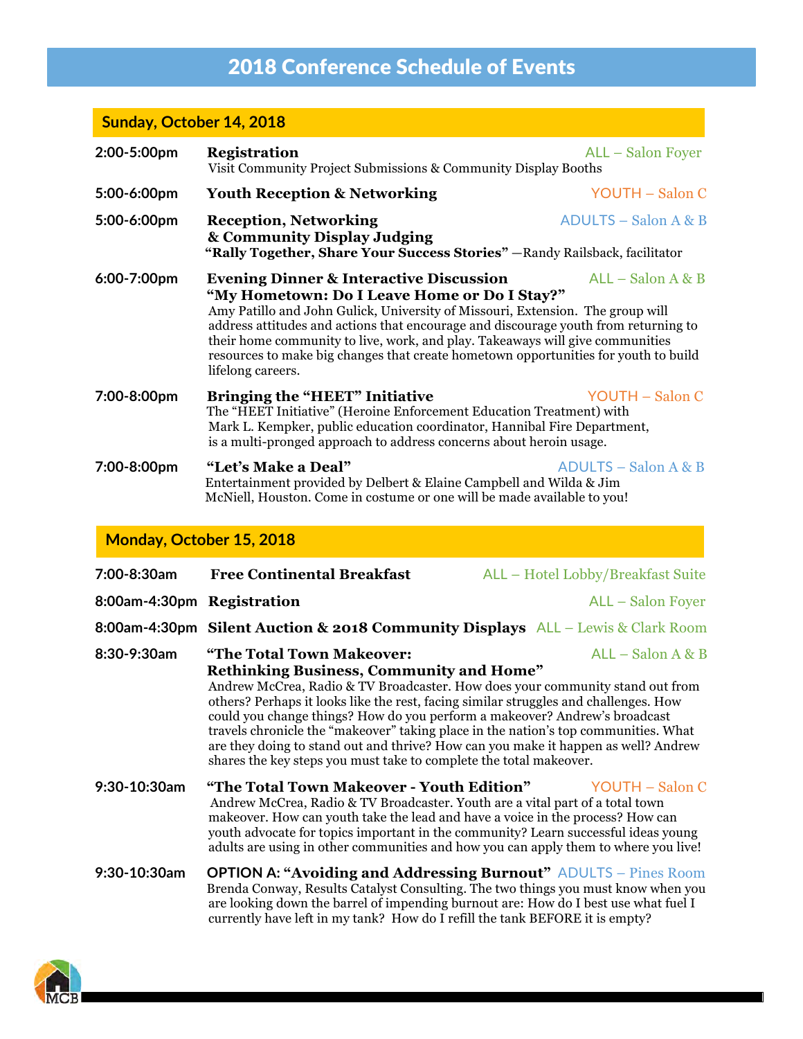# 2018 Conference Schedule of Events

## Sunday, October 14, 2018

**2:00-5:00pm** **Registration** — ALL – Salon Foyer
Visit Community Project Submissions & Community Display Booths

**5:00-6:00pm** **Youth Reception & Networking** — YOUTH – Salon C

**5:00-6:00pm** **Reception, Networking & Community Display Judging** — ADULTS – Salon A & B
**"Rally Together, Share Your Success Stories"** —Randy Railsback, facilitator

**6:00-7:00pm** **Evening Dinner & Interactive Discussion** — ALL – Salon A & B
**"My Hometown: Do I Leave Home or Do I Stay?"**
Amy Patillo and John Gulick, University of Missouri, Extension. The group will address attitudes and actions that encourage and discourage youth from returning to their home community to live, work, and play. Takeaways will give communities resources to make big changes that create hometown opportunities for youth to build lifelong careers.

**7:00-8:00pm** **Bringing the "HEET" Initiative** — YOUTH – Salon C
The "HEET Initiative" (Heroine Enforcement Education Treatment) with Mark L. Kempker, public education coordinator, Hannibal Fire Department, is a multi-pronged approach to address concerns about heroin usage.

**7:00-8:00pm** **"Let's Make a Deal"** — ADULTS – Salon A & B
Entertainment provided by Delbert & Elaine Campbell and Wilda & Jim McNiell, Houston. Come in costume or one will be made available to you!

## Monday, October 15, 2018

**7:00-8:30am** **Free Continental Breakfast** — ALL – Hotel Lobby/Breakfast Suite

**8:00am-4:30pm** **Registration** — ALL – Salon Foyer

**8:00am-4:30pm** **Silent Auction & 2018 Community Displays** — ALL – Lewis & Clark Room

**8:30-9:30am** **"The Total Town Makeover: Rethinking Business, Community and Home"** — ALL – Salon A & B
Andrew McCrea, Radio & TV Broadcaster. How does your community stand out from others? Perhaps it looks like the rest, facing similar struggles and challenges. How could you change things? How do you perform a makeover? Andrew's broadcast travels chronicle the "makeover" taking place in the nation's top communities. What are they doing to stand out and thrive? How can you make it happen as well? Andrew shares the key steps you must take to complete the total makeover.

**9:30-10:30am** **"The Total Town Makeover - Youth Edition"** — YOUTH – Salon C
Andrew McCrea, Radio & TV Broadcaster. Youth are a vital part of a total town makeover. How can youth take the lead and have a voice in the process? How can youth advocate for topics important in the community? Learn successful ideas young adults are using in other communities and how you can apply them to where you live!

**9:30-10:30am** **OPTION A: "Avoiding and Addressing Burnout"** — ADULTS – Pines Room
Brenda Conway, Results Catalyst Consulting. The two things you must know when you are looking down the barrel of impending burnout are: How do I best use what fuel I currently have left in my tank? How do I refill the tank BEFORE it is empty?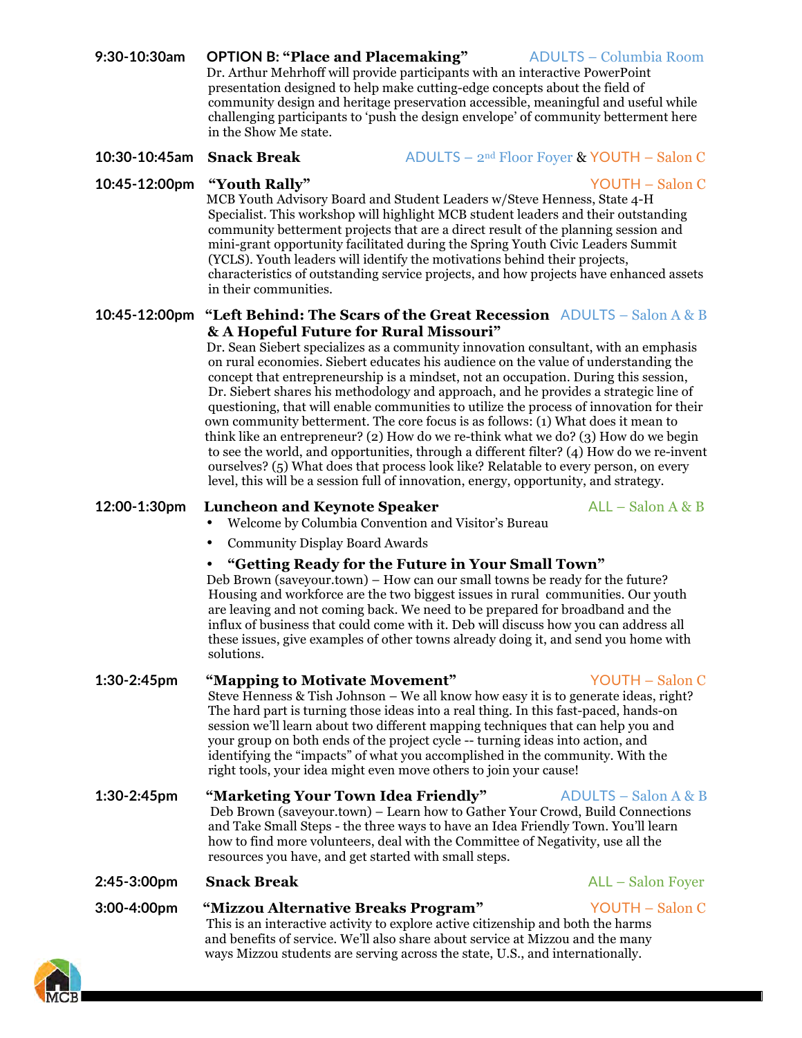**9:30-10:30am** **OPTION B: "Place and Placemaking"** ADULTS – Columbia Room

Dr. Arthur Mehrhoff will provide participants with an interactive PowerPoint presentation designed to help make cutting-edge concepts about the field of community design and heritage preservation accessible, meaningful and useful while challenging participants to 'push the design envelope' of community betterment here in the Show Me state.

**10:30-10:45am** **Snack Break** ADULTS – 2nd Floor Foyer & YOUTH – Salon C

**10:45-12:00pm** **"Youth Rally"** YOUTH – Salon C

MCB Youth Advisory Board and Student Leaders w/Steve Henness, State 4-H Specialist. This workshop will highlight MCB student leaders and their outstanding community betterment projects that are a direct result of the planning session and mini-grant opportunity facilitated during the Spring Youth Civic Leaders Summit (YCLS). Youth leaders will identify the motivations behind their projects, characteristics of outstanding service projects, and how projects have enhanced assets in their communities.

**10:45-12:00pm** **"Left Behind: The Scars of the Great Recession & A Hopeful Future for Rural Missouri"** ADULTS – Salon A & B

Dr. Sean Siebert specializes as a community innovation consultant, with an emphasis on rural economies. Siebert educates his audience on the value of understanding the concept that entrepreneurship is a mindset, not an occupation. During this session, Dr. Siebert shares his methodology and approach, and he provides a strategic line of questioning, that will enable communities to utilize the process of innovation for their own community betterment. The core focus is as follows: (1) What does it mean to think like an entrepreneur? (2) How do we re-think what we do? (3) How do we begin to see the world, and opportunities, through a different filter? (4) How do we re-invent ourselves? (5) What does that process look like? Relatable to every person, on every level, this will be a session full of innovation, energy, opportunity, and strategy.

**12:00-1:30pm** **Luncheon and Keynote Speaker** ALL – Salon A & B

- Welcome by Columbia Convention and Visitor's Bureau
- Community Display Board Awards
- **"Getting Ready for the Future in Your Small Town"**

Deb Brown (saveyour.town) – How can our small towns be ready for the future? Housing and workforce are the two biggest issues in rural communities. Our youth are leaving and not coming back. We need to be prepared for broadband and the influx of business that could come with it. Deb will discuss how you can address all these issues, give examples of other towns already doing it, and send you home with solutions.

**1:30-2:45pm** **"Mapping to Motivate Movement"** YOUTH – Salon C

Steve Henness & Tish Johnson – We all know how easy it is to generate ideas, right? The hard part is turning those ideas into a real thing. In this fast-paced, hands-on session we'll learn about two different mapping techniques that can help you and your group on both ends of the project cycle -- turning ideas into action, and identifying the "impacts" of what you accomplished in the community. With the right tools, your idea might even move others to join your cause!

**1:30-2:45pm** **"Marketing Your Town Idea Friendly"** ADULTS – Salon A & B

Deb Brown (saveyour.town) – Learn how to Gather Your Crowd, Build Connections and Take Small Steps - the three ways to have an Idea Friendly Town. You'll learn how to find more volunteers, deal with the Committee of Negativity, use all the resources you have, and get started with small steps.

**2:45-3:00pm** **Snack Break** ALL – Salon Foyer

**3:00-4:00pm** **"Mizzou Alternative Breaks Program"** YOUTH – Salon C

This is an interactive activity to explore active citizenship and both the harms and benefits of service. We'll also share about service at Mizzou and the many ways Mizzou students are serving across the state, U.S., and internationally.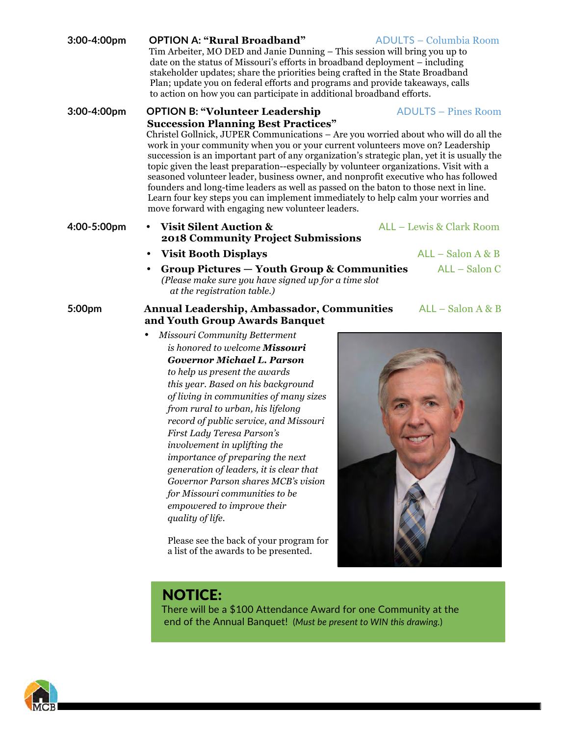**3:00-4:00pm** **OPTION A: "Rural Broadband"** ADULTS – Columbia Room

Tim Arbeiter, MO DED and Janie Dunning – This session will bring you up to date on the status of Missouri's efforts in broadband deployment – including stakeholder updates; share the priorities being crafted in the State Broadband Plan; update you on federal efforts and programs and provide takeaways, calls to action on how you can participate in additional broadband efforts.

**3:00-4:00pm** **OPTION B: "Volunteer Leadership Succession Planning Best Practices"** ADULTS – Pines Room

Christel Gollnick, JUPER Communications – Are you worried about who will do all the work in your community when you or your current volunteers move on? Leadership succession is an important part of any organization's strategic plan, yet it is usually the topic given the least preparation--especially by volunteer organizations. Visit with a seasoned volunteer leader, business owner, and nonprofit executive who has followed founders and long-time leaders as well as passed on the baton to those next in line. Learn four key steps you can implement immediately to help calm your worries and move forward with engaging new volunteer leaders.

**4:00-5:00pm**

- **Visit Silent Auction & 2018 Community Project Submissions** ALL – Lewis & Clark Room
- **Visit Booth Displays** ALL – Salon A & B
- **Group Pictures — Youth Group & Communities** ALL – Salon C
  *(Please make sure you have signed up for a time slot at the registration table.)*

**5:00pm** **Annual Leadership, Ambassador, Communities and Youth Group Awards Banquet** ALL – Salon A & B

- *Missouri Community Betterment is honored to welcome* ***Missouri Governor Michael L. Parson*** *to help us present the awards this year. Based on his background of living in communities of many sizes from rural to urban, his lifelong record of public service, and Missouri First Lady Teresa Parson's involvement in uplifting the importance of preparing the next generation of leaders, it is clear that Governor Parson shares MCB's vision for Missouri communities to be empowered to improve their quality of life.*

  Please see the back of your program for a list of the awards to be presented.

## NOTICE:

There will be a $100 Attendance Award for one Community at the end of the Annual Banquet! (*Must be present to WIN this drawing.*)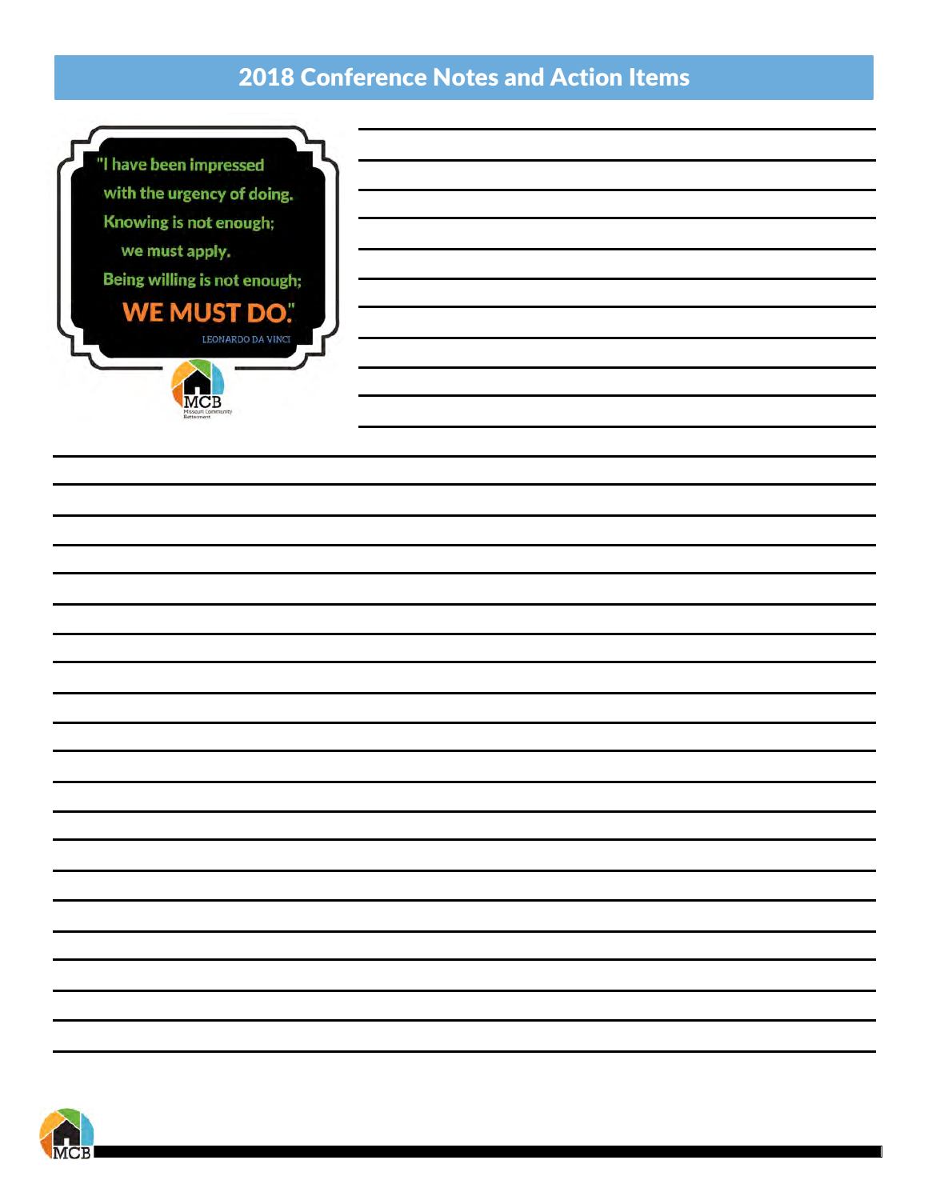# 2018 Conference Notes and Action Items

"I have been impressed with the urgency of doing. Knowing is not enough; we must apply. Being willing is not enough; **WE MUST DO.**"

LEONARDO DA VINCI

MCB
Missouri Community Betterment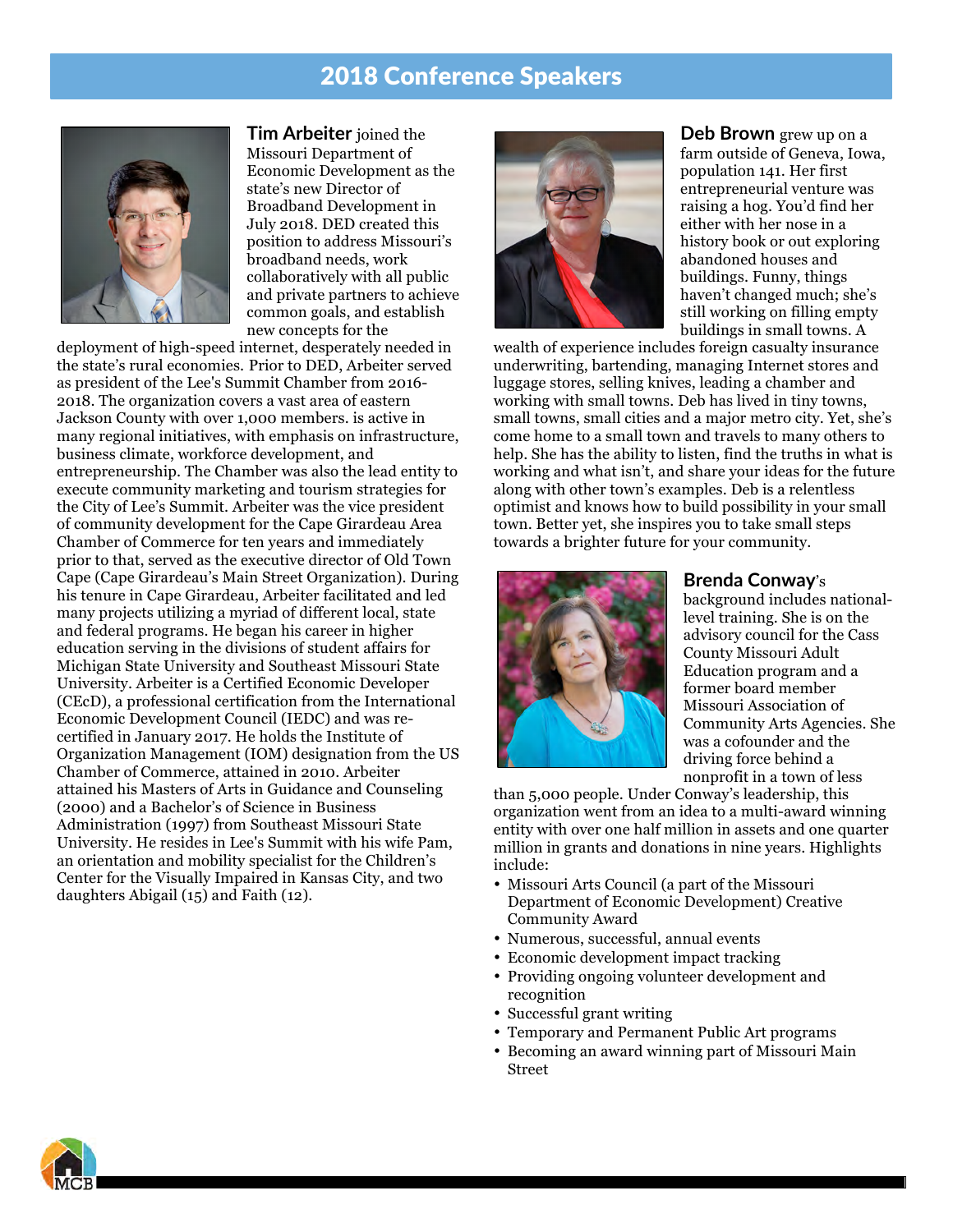## 2018 Conference Speakers

**Tim Arbeiter** joined the Missouri Department of Economic Development as the state's new Director of Broadband Development in July 2018. DED created this position to address Missouri's broadband needs, work collaboratively with all public and private partners to achieve common goals, and establish new concepts for the deployment of high-speed internet, desperately needed in the state's rural economies. Prior to DED, Arbeiter served as president of the Lee's Summit Chamber from 2016-2018. The organization covers a vast area of eastern Jackson County with over 1,000 members. is active in many regional initiatives, with emphasis on infrastructure, business climate, workforce development, and entrepreneurship. The Chamber was also the lead entity to execute community marketing and tourism strategies for the City of Lee's Summit. Arbeiter was the vice president of community development for the Cape Girardeau Area Chamber of Commerce for ten years and immediately prior to that, served as the executive director of Old Town Cape (Cape Girardeau's Main Street Organization). During his tenure in Cape Girardeau, Arbeiter facilitated and led many projects utilizing a myriad of different local, state and federal programs. He began his career in higher education serving in the divisions of student affairs for Michigan State University and Southeast Missouri State University. Arbeiter is a Certified Economic Developer (CEcD), a professional certification from the International Economic Development Council (IEDC) and was re-certified in January 2017. He holds the Institute of Organization Management (IOM) designation from the US Chamber of Commerce, attained in 2010. Arbeiter attained his Masters of Arts in Guidance and Counseling (2000) and a Bachelor's of Science in Business Administration (1997) from Southeast Missouri State University. He resides in Lee's Summit with his wife Pam, an orientation and mobility specialist for the Children's Center for the Visually Impaired in Kansas City, and two daughters Abigail (15) and Faith (12).

**Deb Brown** grew up on a farm outside of Geneva, Iowa, population 141. Her first entrepreneurial venture was raising a hog. You'd find her either with her nose in a history book or out exploring abandoned houses and buildings. Funny, things haven't changed much; she's still working on filling empty buildings in small towns. A wealth of experience includes foreign casualty insurance underwriting, bartending, managing Internet stores and luggage stores, selling knives, leading a chamber and working with small towns. Deb has lived in tiny towns, small towns, small cities and a major metro city. Yet, she's come home to a small town and travels to many others to help. She has the ability to listen, find the truths in what is working and what isn't, and share your ideas for the future along with other town's examples. Deb is a relentless optimist and knows how to build possibility in your small town. Better yet, she inspires you to take small steps towards a brighter future for your community.

**Brenda Conway**'s background includes national-level training. She is on the advisory council for the Cass County Missouri Adult Education program and a former board member Missouri Association of Community Arts Agencies. She was a cofounder and the driving force behind a nonprofit in a town of less than 5,000 people. Under Conway's leadership, this organization went from an idea to a multi-award winning entity with over one half million in assets and one quarter million in grants and donations in nine years. Highlights include:

- Missouri Arts Council (a part of the Missouri Department of Economic Development) Creative Community Award
- Numerous, successful, annual events
- Economic development impact tracking
- Providing ongoing volunteer development and recognition
- Successful grant writing
- Temporary and Permanent Public Art programs
- Becoming an award winning part of Missouri Main Street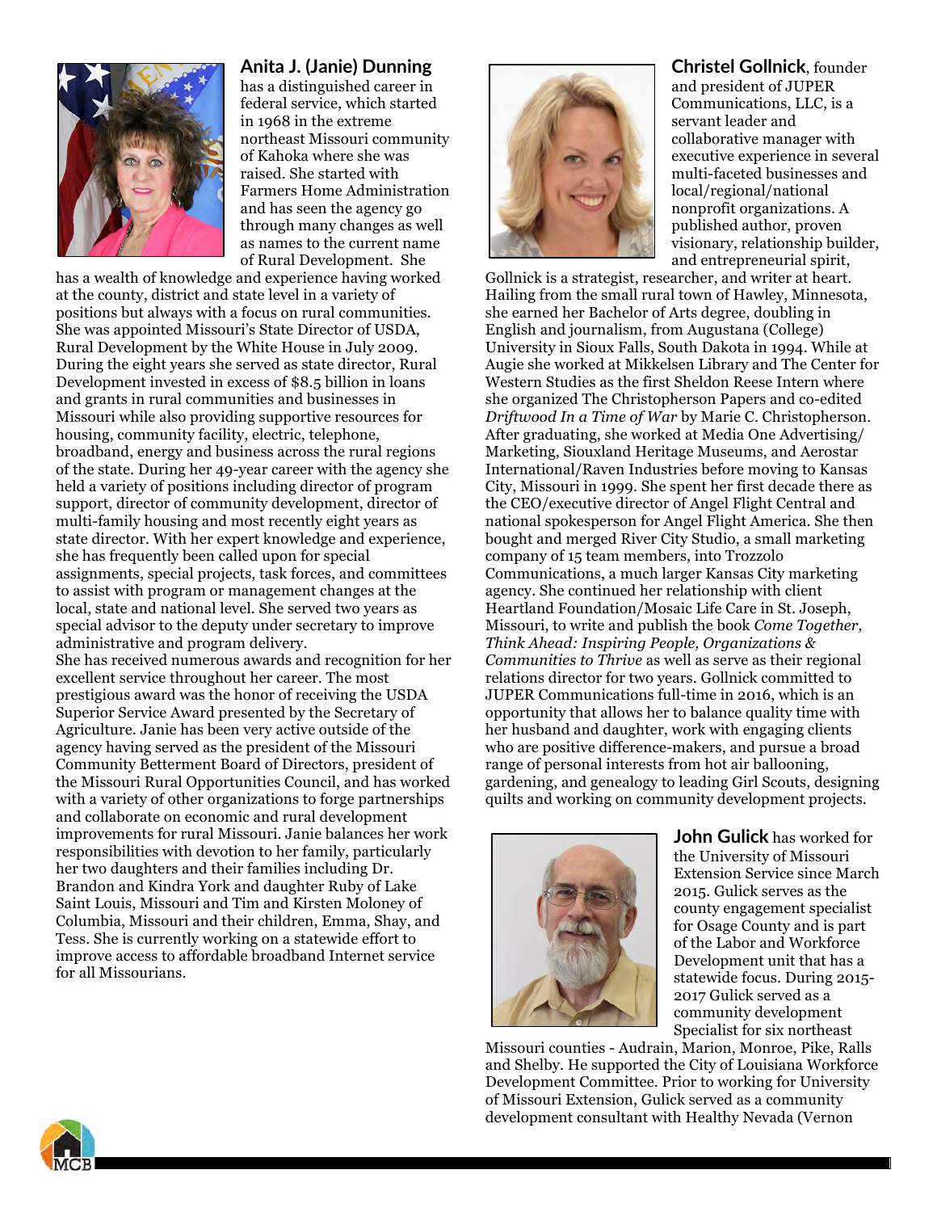**Anita J. (Janie) Dunning** has a distinguished career in federal service, which started in 1968 in the extreme northeast Missouri community of Kahoka where she was raised. She started with Farmers Home Administration and has seen the agency go through many changes as well as names to the current name of Rural Development. She has a wealth of knowledge and experience having worked at the county, district and state level in a variety of positions but always with a focus on rural communities. She was appointed Missouri's State Director of USDA, Rural Development by the White House in July 2009. During the eight years she served as state director, Rural Development invested in excess of $8.5 billion in loans and grants in rural communities and businesses in Missouri while also providing supportive resources for housing, community facility, electric, telephone, broadband, energy and business across the rural regions of the state. During her 49-year career with the agency she held a variety of positions including director of program support, director of community development, director of multi-family housing and most recently eight years as state director. With her expert knowledge and experience, she has frequently been called upon for special assignments, special projects, task forces, and committees to assist with program or management changes at the local, state and national level. She served two years as special advisor to the deputy under secretary to improve administrative and program delivery.

She has received numerous awards and recognition for her excellent service throughout her career. The most prestigious award was the honor of receiving the USDA Superior Service Award presented by the Secretary of Agriculture. Janie has been very active outside of the agency having served as the president of the Missouri Community Betterment Board of Directors, president of the Missouri Rural Opportunities Council, and has worked with a variety of other organizations to forge partnerships and collaborate on economic and rural development improvements for rural Missouri. Janie balances her work responsibilities with devotion to her family, particularly her two daughters and their families including Dr. Brandon and Kindra York and daughter Ruby of Lake Saint Louis, Missouri and Tim and Kirsten Moloney of Columbia, Missouri and their children, Emma, Shay, and Tess. She is currently working on a statewide effort to improve access to affordable broadband Internet service for all Missourians.

**Christel Gollnick**, founder and president of JUPER Communications, LLC, is a servant leader and collaborative manager with executive experience in several multi-faceted businesses and local/regional/national nonprofit organizations. A published author, proven visionary, relationship builder, and entrepreneurial spirit, Gollnick is a strategist, researcher, and writer at heart. Hailing from the small rural town of Hawley, Minnesota, she earned her Bachelor of Arts degree, doubling in English and journalism, from Augustana (College) University in Sioux Falls, South Dakota in 1994. While at Augie she worked at Mikkelsen Library and The Center for Western Studies as the first Sheldon Reese Intern where she organized The Christopherson Papers and co-edited *Driftwood In a Time of War* by Marie C. Christopherson. After graduating, she worked at Media One Advertising/Marketing, Siouxland Heritage Museums, and Aerostar International/Raven Industries before moving to Kansas City, Missouri in 1999. She spent her first decade there as the CEO/executive director of Angel Flight Central and national spokesperson for Angel Flight America. She then bought and merged River City Studio, a small marketing company of 15 team members, into Trozzolo Communications, a much larger Kansas City marketing agency. She continued her relationship with client Heartland Foundation/Mosaic Life Care in St. Joseph, Missouri, to write and publish the book *Come Together, Think Ahead: Inspiring People, Organizations & Communities to Thrive* as well as serve as their regional relations director for two years. Gollnick committed to JUPER Communications full-time in 2016, which is an opportunity that allows her to balance quality time with her husband and daughter, work with engaging clients who are positive difference-makers, and pursue a broad range of personal interests from hot air ballooning, gardening, and genealogy to leading Girl Scouts, designing quilts and working on community development projects.

**John Gulick** has worked for the University of Missouri Extension Service since March 2015. Gulick serves as the county engagement specialist for Osage County and is part of the Labor and Workforce Development unit that has a statewide focus. During 2015-2017 Gulick served as a community development Specialist for six northeast Missouri counties - Audrain, Marion, Monroe, Pike, Ralls and Shelby. He supported the City of Louisiana Workforce Development Committee. Prior to working for University of Missouri Extension, Gulick served as a community development consultant with Healthy Nevada (Vernon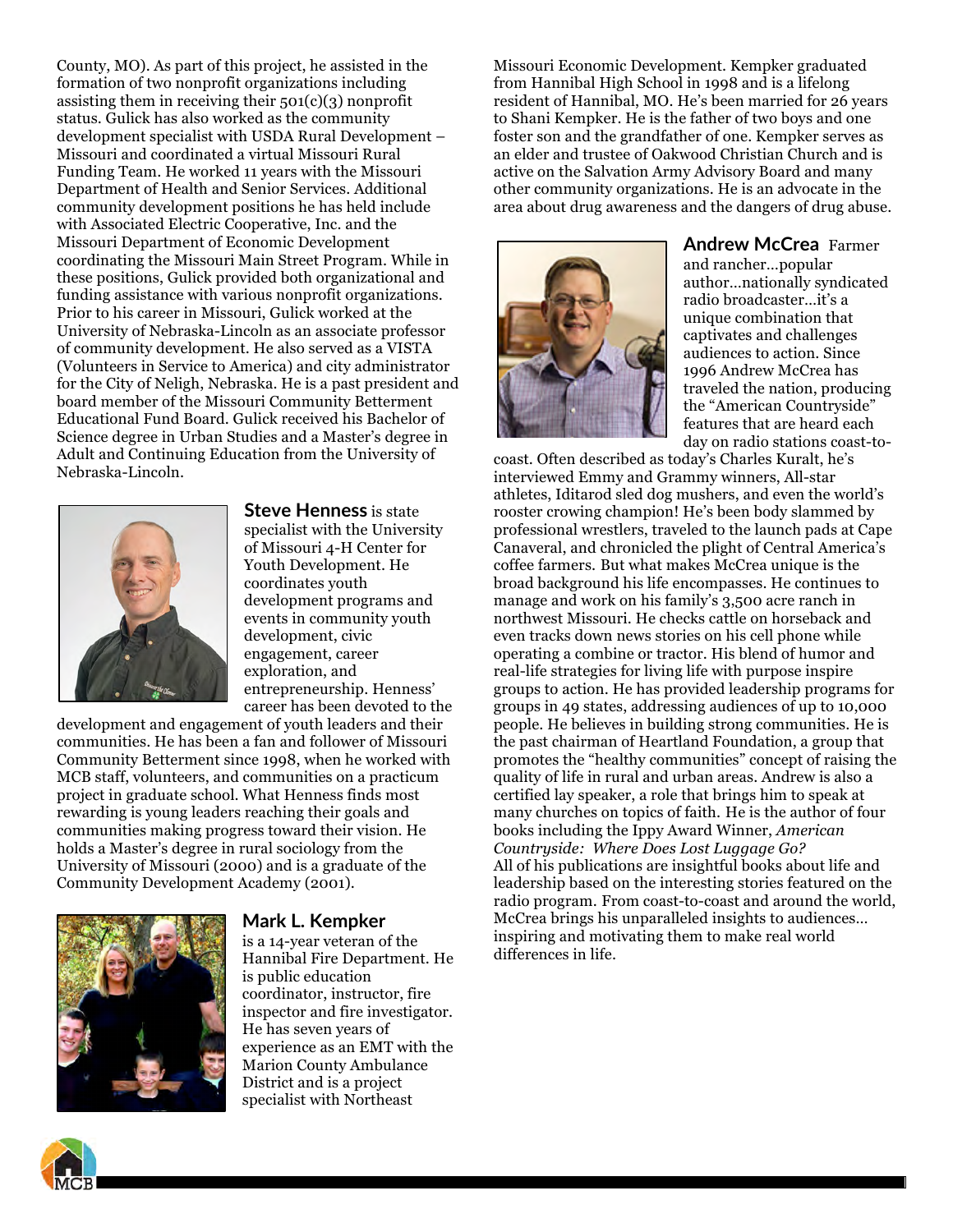County, MO). As part of this project, he assisted in the formation of two nonprofit organizations including assisting them in receiving their 501(c)(3) nonprofit status. Gulick has also worked as the community development specialist with USDA Rural Development – Missouri and coordinated a virtual Missouri Rural Funding Team. He worked 11 years with the Missouri Department of Health and Senior Services. Additional community development positions he has held include with Associated Electric Cooperative, Inc. and the Missouri Department of Economic Development coordinating the Missouri Main Street Program. While in these positions, Gulick provided both organizational and funding assistance with various nonprofit organizations. Prior to his career in Missouri, Gulick worked at the University of Nebraska-Lincoln as an associate professor of community development. He also served as a VISTA (Volunteers in Service to America) and city administrator for the City of Neligh, Nebraska. He is a past president and board member of the Missouri Community Betterment Educational Fund Board. Gulick received his Bachelor of Science degree in Urban Studies and a Master's degree in Adult and Continuing Education from the University of Nebraska-Lincoln.

**Steve Henness** is state specialist with the University of Missouri 4-H Center for Youth Development. He coordinates youth development programs and events in community youth development, civic engagement, career exploration, and entrepreneurship. Henness' career has been devoted to the development and engagement of youth leaders and their communities. He has been a fan and follower of Missouri Community Betterment since 1998, when he worked with MCB staff, volunteers, and communities on a practicum project in graduate school. What Henness finds most rewarding is young leaders reaching their goals and communities making progress toward their vision. He holds a Master's degree in rural sociology from the University of Missouri (2000) and is a graduate of the Community Development Academy (2001).

**Mark L. Kempker** is a 14-year veteran of the Hannibal Fire Department. He is public education coordinator, instructor, fire inspector and fire investigator. He has seven years of experience as an EMT with the Marion County Ambulance District and is a project specialist with Northeast Missouri Economic Development. Kempker graduated from Hannibal High School in 1998 and is a lifelong resident of Hannibal, MO. He's been married for 26 years to Shani Kempker. He is the father of two boys and one foster son and the grandfather of one. Kempker serves as an elder and trustee of Oakwood Christian Church and is active on the Salvation Army Advisory Board and many other community organizations. He is an advocate in the area about drug awareness and the dangers of drug abuse.

**Andrew McCrea** Farmer and rancher...popular author...nationally syndicated radio broadcaster...it's a unique combination that captivates and challenges audiences to action. Since 1996 Andrew McCrea has traveled the nation, producing the "American Countryside" features that are heard each day on radio stations coast-to-coast. Often described as today's Charles Kuralt, he's interviewed Emmy and Grammy winners, All-star athletes, Iditarod sled dog mushers, and even the world's rooster crowing champion! He's been body slammed by professional wrestlers, traveled to the launch pads at Cape Canaveral, and chronicled the plight of Central America's coffee farmers. But what makes McCrea unique is the broad background his life encompasses. He continues to manage and work on his family's 3,500 acre ranch in northwest Missouri. He checks cattle on horseback and even tracks down news stories on his cell phone while operating a combine or tractor. His blend of humor and real-life strategies for living life with purpose inspire groups to action. He has provided leadership programs for groups in 49 states, addressing audiences of up to 10,000 people. He believes in building strong communities. He is the past chairman of Heartland Foundation, a group that promotes the "healthy communities" concept of raising the quality of life in rural and urban areas. Andrew is also a certified lay speaker, a role that brings him to speak at many churches on topics of faith. He is the author of four books including the Ippy Award Winner, *American Countryside: Where Does Lost Luggage Go?*
All of his publications are insightful books about life and leadership based on the interesting stories featured on the radio program. From coast-to-coast and around the world, McCrea brings his unparalleled insights to audiences... inspiring and motivating them to make real world differences in life.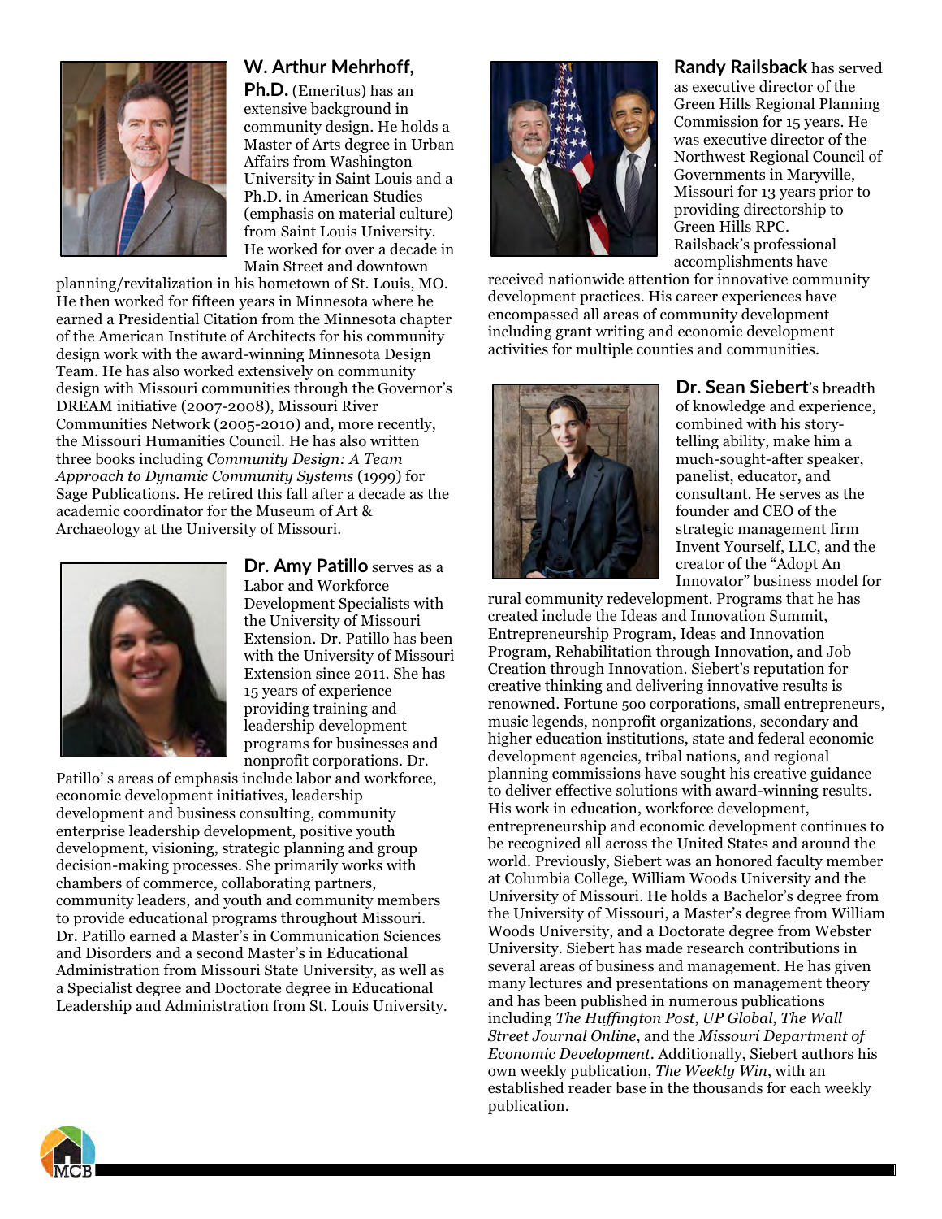**W. Arthur Mehrhoff, Ph.D.** (Emeritus) has an extensive background in community design. He holds a Master of Arts degree in Urban Affairs from Washington University in Saint Louis and a Ph.D. in American Studies (emphasis on material culture) from Saint Louis University. He worked for over a decade in Main Street and downtown planning/revitalization in his hometown of St. Louis, MO. He then worked for fifteen years in Minnesota where he earned a Presidential Citation from the Minnesota chapter of the American Institute of Architects for his community design work with the award-winning Minnesota Design Team. He has also worked extensively on community design with Missouri communities through the Governor's DREAM initiative (2007-2008), Missouri River Communities Network (2005-2010) and, more recently, the Missouri Humanities Council. He has also written three books including *Community Design: A Team Approach to Dynamic Community Systems* (1999) for Sage Publications. He retired this fall after a decade as the academic coordinator for the Museum of Art & Archaeology at the University of Missouri.

**Dr. Amy Patillo** serves as a Labor and Workforce Development Specialists with the University of Missouri Extension. Dr. Patillo has been with the University of Missouri Extension since 2011. She has 15 years of experience providing training and leadership development programs for businesses and nonprofit corporations. Dr. Patillo' s areas of emphasis include labor and workforce, economic development initiatives, leadership development and business consulting, community enterprise leadership development, positive youth development, visioning, strategic planning and group decision-making processes. She primarily works with chambers of commerce, collaborating partners, community leaders, and youth and community members to provide educational programs throughout Missouri. Dr. Patillo earned a Master's in Communication Sciences and Disorders and a second Master's in Educational Administration from Missouri State University, as well as a Specialist degree and Doctorate degree in Educational Leadership and Administration from St. Louis University.

**Randy Railsback** has served as executive director of the Green Hills Regional Planning Commission for 15 years. He was executive director of the Northwest Regional Council of Governments in Maryville, Missouri for 13 years prior to providing directorship to Green Hills RPC. Railsback's professional accomplishments have received nationwide attention for innovative community development practices. His career experiences have encompassed all areas of community development including grant writing and economic development activities for multiple counties and communities.

**Dr. Sean Siebert**'s breadth of knowledge and experience, combined with his story-telling ability, make him a much-sought-after speaker, panelist, educator, and consultant. He serves as the founder and CEO of the strategic management firm Invent Yourself, LLC, and the creator of the "Adopt An Innovator" business model for rural community redevelopment. Programs that he has created include the Ideas and Innovation Summit, Entrepreneurship Program, Ideas and Innovation Program, Rehabilitation through Innovation, and Job Creation through Innovation. Siebert's reputation for creative thinking and delivering innovative results is renowned. Fortune 500 corporations, small entrepreneurs, music legends, nonprofit organizations, secondary and higher education institutions, state and federal economic development agencies, tribal nations, and regional planning commissions have sought his creative guidance to deliver effective solutions with award-winning results. His work in education, workforce development, entrepreneurship and economic development continues to be recognized all across the United States and around the world. Previously, Siebert was an honored faculty member at Columbia College, William Woods University and the University of Missouri. He holds a Bachelor's degree from the University of Missouri, a Master's degree from William Woods University, and a Doctorate degree from Webster University. Siebert has made research contributions in several areas of business and management. He has given many lectures and presentations on management theory and has been published in numerous publications including *The Huffington Post*, *UP Global*, *The Wall Street Journal Online*, and the *Missouri Department of Economic Development*. Additionally, Siebert authors his own weekly publication, *The Weekly Win*, with an established reader base in the thousands for each weekly publication.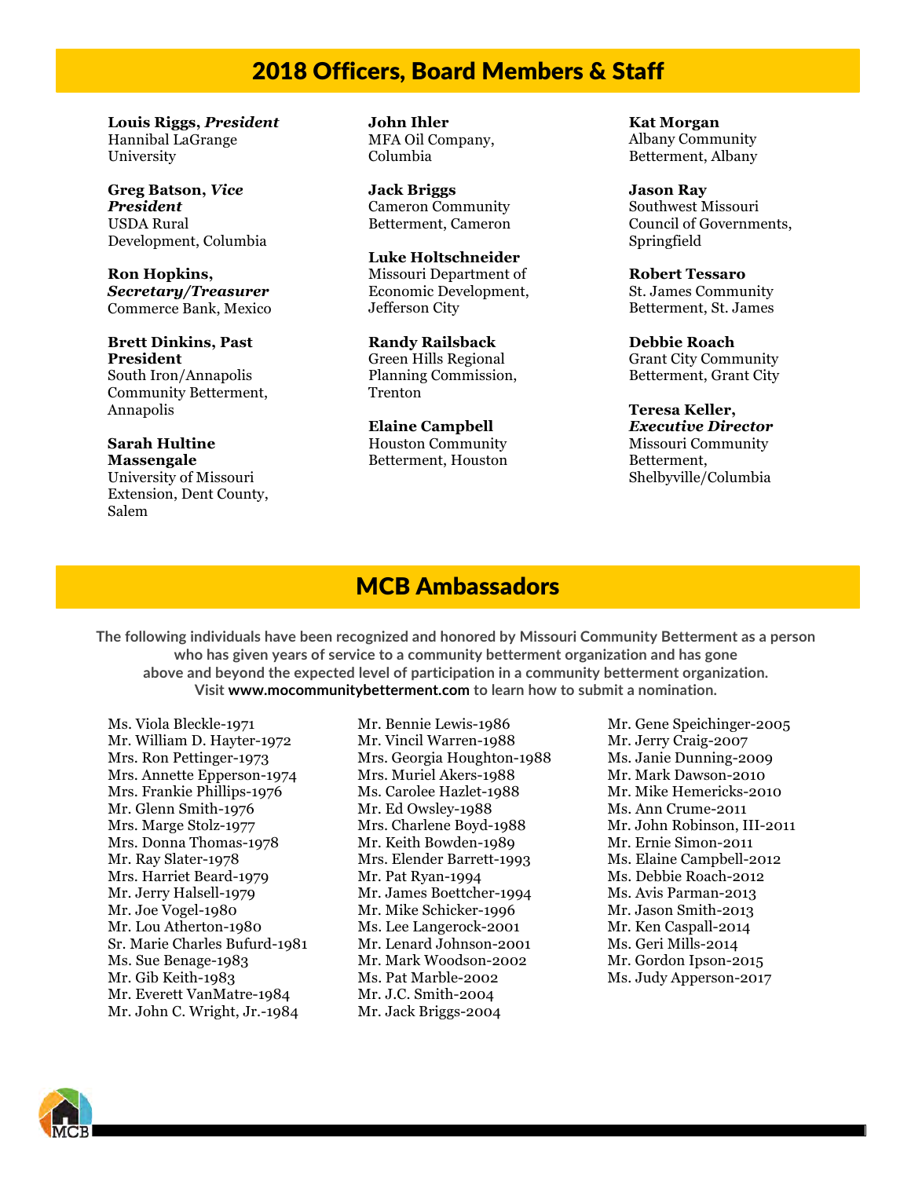## 2018 Officers, Board Members & Staff

**Louis Riggs, *President***
Hannibal LaGrange University

**Greg Batson, *Vice President***
USDA Rural Development, Columbia

**Ron Hopkins, *Secretary/Treasurer***
Commerce Bank, Mexico

**Brett Dinkins, Past President**
South Iron/Annapolis Community Betterment, Annapolis

**Sarah Hultine Massengale**
University of Missouri Extension, Dent County, Salem

**John Ihler**
MFA Oil Company, Columbia

**Jack Briggs**
Cameron Community Betterment, Cameron

**Luke Holtschneider**
Missouri Department of Economic Development, Jefferson City

**Randy Railsback**
Green Hills Regional Planning Commission, Trenton

**Elaine Campbell**
Houston Community Betterment, Houston

**Kat Morgan**
Albany Community Betterment, Albany

**Jason Ray**
Southwest Missouri Council of Governments, Springfield

**Robert Tessaro**
St. James Community Betterment, St. James

**Debbie Roach**
Grant City Community Betterment, Grant City

**Teresa Keller, *Executive Director***
Missouri Community Betterment, Shelbyville/Columbia

## MCB Ambassadors

**The following individuals have been recognized and honored by Missouri Community Betterment as a person who has given years of service to a community betterment organization and has gone above and beyond the expected level of participation in a community betterment organization. Visit www.mocommunitybetterment.com to learn how to submit a nomination.**

Ms. Viola Bleckle-1971
Mr. William D. Hayter-1972
Mrs. Ron Pettinger-1973
Mrs. Annette Epperson-1974
Mrs. Frankie Phillips-1976
Mr. Glenn Smith-1976
Mrs. Marge Stolz-1977
Mrs. Donna Thomas-1978
Mr. Ray Slater-1978
Mrs. Harriet Beard-1979
Mr. Jerry Halsell-1979
Mr. Joe Vogel-1980
Mr. Lou Atherton-1980
Sr. Marie Charles Bufurd-1981
Ms. Sue Benage-1983
Mr. Gib Keith-1983
Mr. Everett VanMatre-1984
Mr. John C. Wright, Jr.-1984
Mr. Bennie Lewis-1986
Mr. Vincil Warren-1988
Mrs. Georgia Houghton-1988
Mrs. Muriel Akers-1988
Ms. Carolee Hazlet-1988
Mr. Ed Owsley-1988
Mrs. Charlene Boyd-1988
Mr. Keith Bowden-1989
Mrs. Elender Barrett-1993
Mr. Pat Ryan-1994
Mr. James Boettcher-1994
Mr. Mike Schicker-1996
Ms. Lee Langerock-2001
Mr. Lenard Johnson-2001
Mr. Mark Woodson-2002
Ms. Pat Marble-2002
Mr. J.C. Smith-2004
Mr. Jack Briggs-2004
Mr. Gene Speichinger-2005
Mr. Jerry Craig-2007
Ms. Janie Dunning-2009
Mr. Mark Dawson-2010
Mr. Mike Hemericks-2010
Ms. Ann Crume-2011
Mr. John Robinson, III-2011
Mr. Ernie Simon-2011
Ms. Elaine Campbell-2012
Ms. Debbie Roach-2012
Ms. Avis Parman-2013
Mr. Jason Smith-2013
Mr. Ken Caspall-2014
Ms. Geri Mills-2014
Mr. Gordon Ipson-2015
Ms. Judy Apperson-2017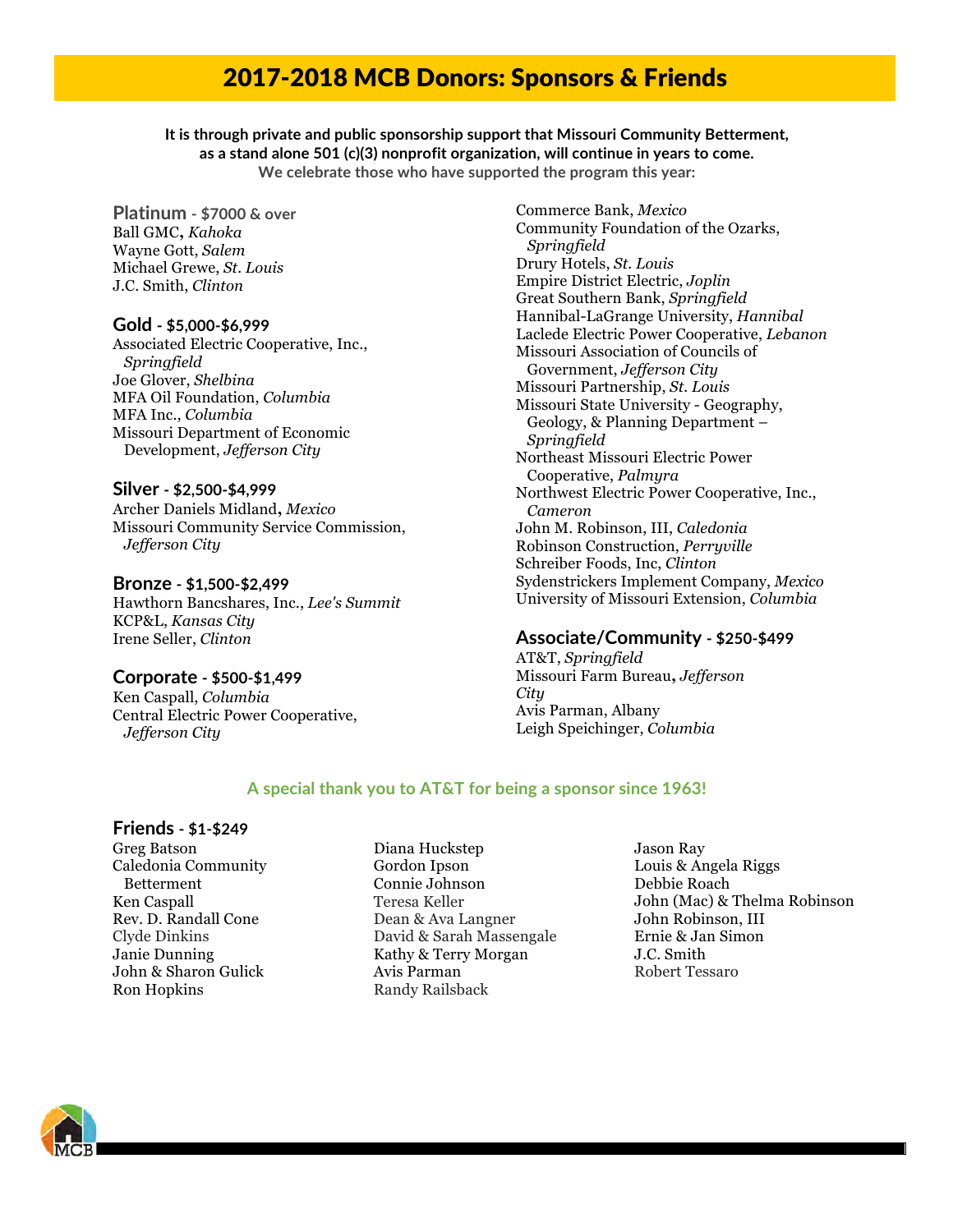# 2017-2018 MCB Donors: Sponsors & Friends

**It is through private and public sponsorship support that Missouri Community Betterment, as a stand alone 501 (c)(3) nonprofit organization, will continue in years to come.**
**We celebrate those who have supported the program this year:**

## Platinum - $7000 & over

Ball GMC, *Kahoka*
Wayne Gott, *Salem*
Michael Grewe, *St. Louis*
J.C. Smith, *Clinton*

## Gold - $5,000-$6,999

Associated Electric Cooperative, Inc., *Springfield*
Joe Glover, *Shelbina*
MFA Oil Foundation, *Columbia*
MFA Inc., *Columbia*
Missouri Department of Economic Development, *Jefferson City*

## Silver - $2,500-$4,999

Archer Daniels Midland, *Mexico*
Missouri Community Service Commission, *Jefferson City*

## Bronze - $1,500-$2,499

Hawthorn Bancshares, Inc., *Lee's Summit*
KCP&L, *Kansas City*
Irene Seller, *Clinton*

## Corporate - $500-$1,499

Ken Caspall, *Columbia*
Central Electric Power Cooperative, *Jefferson City*
Commerce Bank, *Mexico*
Community Foundation of the Ozarks, *Springfield*
Drury Hotels, *St. Louis*
Empire District Electric, *Joplin*
Great Southern Bank, *Springfield*
Hannibal-LaGrange University, *Hannibal*
Laclede Electric Power Cooperative, *Lebanon*
Missouri Association of Councils of Government, *Jefferson City*
Missouri Partnership, *St. Louis*
Missouri State University - Geography, Geology, & Planning Department – *Springfield*
Northeast Missouri Electric Power Cooperative, *Palmyra*
Northwest Electric Power Cooperative, Inc., *Cameron*
John M. Robinson, III, *Caledonia*
Robinson Construction, *Perryville*
Schreiber Foods, Inc, *Clinton*
Sydenstrickers Implement Company, *Mexico*
University of Missouri Extension, *Columbia*

## Associate/Community - $250-$499

AT&T, *Springfield*
Missouri Farm Bureau, *Jefferson City*
Avis Parman, Albany
Leigh Speichinger, *Columbia*

**A special thank you to AT&T for being a sponsor since 1963!**

## Friends - $1-$249

Greg Batson
Caledonia Community Betterment
Ken Caspall
Rev. D. Randall Cone
Clyde Dinkins
Janie Dunning
John & Sharon Gulick
Ron Hopkins
Diana Huckstep
Gordon Ipson
Connie Johnson
Teresa Keller
Dean & Ava Langner
David & Sarah Massengale
Kathy & Terry Morgan
Avis Parman
Randy Railsback
Jason Ray
Louis & Angela Riggs
Debbie Roach
John (Mac) & Thelma Robinson
John Robinson, III
Ernie & Jan Simon
J.C. Smith
Robert Tessaro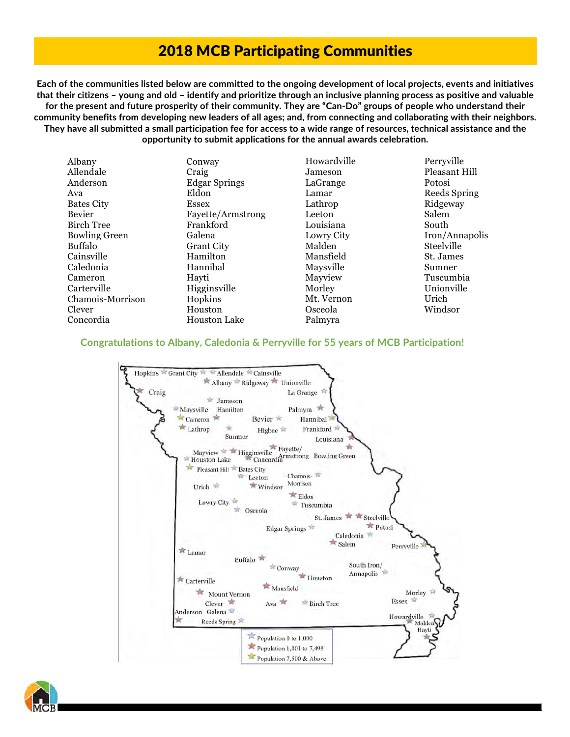# 2018 MCB Participating Communities

**Each of the communities listed below are committed to the ongoing development of local projects, events and initiatives that their citizens – young and old – identify and prioritize through an inclusive planning process as positive and valuable for the present and future prosperity of their community. They are "Can-Do" groups of people who understand their community benefits from developing new leaders of all ages; and, from connecting and collaborating with their neighbors. They have all submitted a small participation fee for access to a wide range of resources, technical assistance and the opportunity to submit applications for the annual awards celebration.**

Albany
Allendale
Anderson
Ava
Bates City
Bevier
Birch Tree
Bowling Green
Buffalo
Cainsville
Caledonia
Cameron
Carterville
Chamois-Morrison
Clever
Concordia
Conway
Craig
Edgar Springs
Eldon
Essex
Fayette/Armstrong
Frankford
Galena
Grant City
Hamilton
Hannibal
Hayti
Higginsville
Hopkins
Houston
Houston Lake
Howardville
Jameson
LaGrange
Lamar
Lathrop
Leeton
Louisiana
Lowry City
Malden
Mansfield
Maysville
Mayview
Morley
Mt. Vernon
Osceola
Palmyra
Perryville
Pleasant Hill
Potosi
Reeds Spring
Ridgeway
Salem
South Iron/Annapolis
Steelville
St. James
Sumner
Tuscumbia
Unionville
Urich
Windsor

**Congratulations to Albany, Caledonia & Perryville for 55 years of MCB Participation!**

Population 0 to 1,000
Population 1,001 to 7,499
Population 7,500 & Above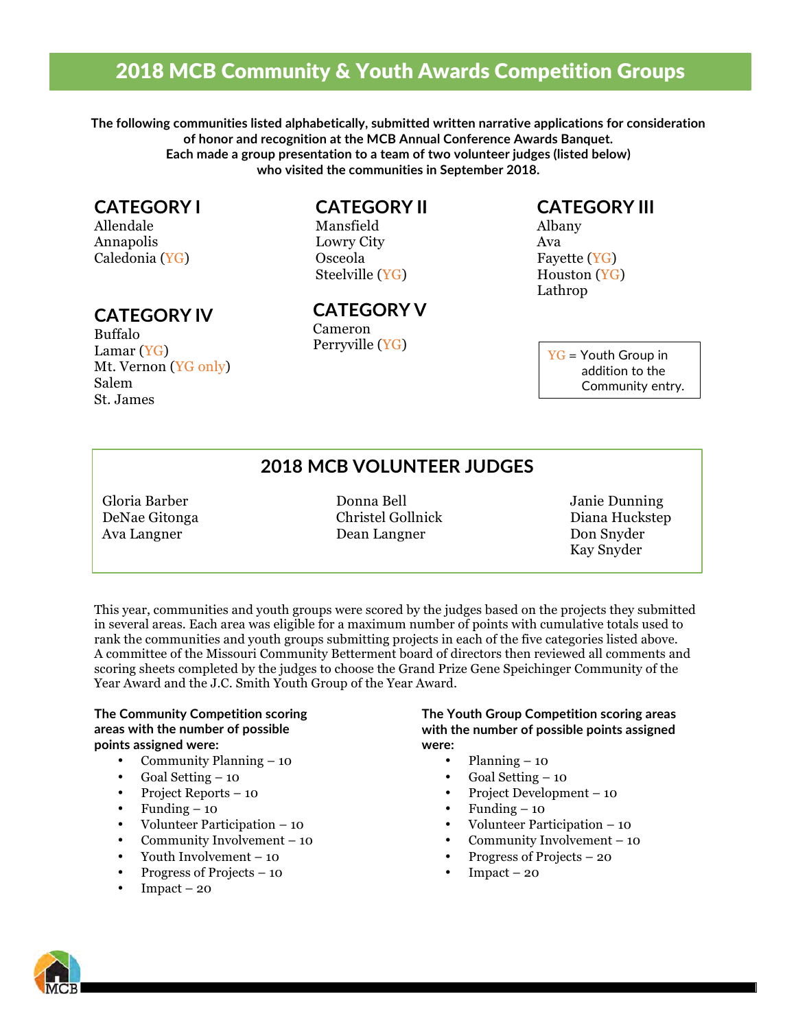# 2018 MCB Community & Youth Awards Competition Groups

**The following communities listed alphabetically, submitted written narrative applications for consideration of honor and recognition at the MCB Annual Conference Awards Banquet. Each made a group presentation to a team of two volunteer judges (listed below) who visited the communities in September 2018.**

## CATEGORY I

Allendale
Annapolis
Caledonia (YG)

## CATEGORY II

Mansfield
Lowry City
Osceola
Steelville (YG)

## CATEGORY III

Albany
Ava
Fayette (YG)
Houston (YG)
Lathrop

## CATEGORY IV

Buffalo
Lamar (YG)
Mt. Vernon (YG only)
Salem
St. James

## CATEGORY V

Cameron
Perryville (YG)

YG = Youth Group in addition to the Community entry.

## 2018 MCB VOLUNTEER JUDGES

Gloria Barber
DeNae Gitonga
Ava Langner
Donna Bell
Christel Gollnick
Dean Langner
Janie Dunning
Diana Huckstep
Don Snyder
Kay Snyder

This year, communities and youth groups were scored by the judges based on the projects they submitted in several areas. Each area was eligible for a maximum number of points with cumulative totals used to rank the communities and youth groups submitting projects in each of the five categories listed above. A committee of the Missouri Community Betterment board of directors then reviewed all comments and scoring sheets completed by the judges to choose the Grand Prize Gene Speichinger Community of the Year Award and the J.C. Smith Youth Group of the Year Award.

**The Community Competition scoring areas with the number of possible points assigned were:**

- Community Planning – 10
- Goal Setting – 10
- Project Reports – 10
- Funding – 10
- Volunteer Participation – 10
- Community Involvement – 10
- Youth Involvement – 10
- Progress of Projects – 10
- Impact – 20

**The Youth Group Competition scoring areas with the number of possible points assigned were:**

- Planning – 10
- Goal Setting – 10
- Project Development – 10
- Funding – 10
- Volunteer Participation – 10
- Community Involvement – 10
- Progress of Projects – 20
- Impact – 20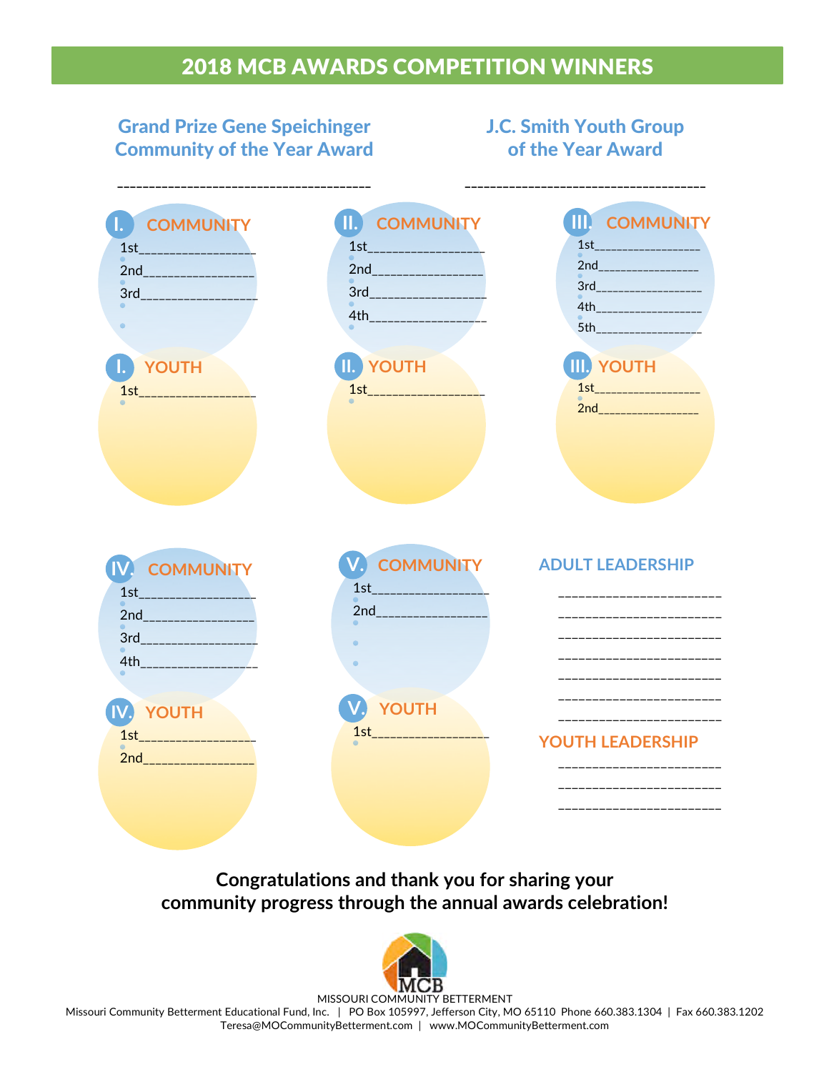# 2018 MCB AWARDS COMPETITION WINNERS

## Grand Prize Gene Speichinger Community of the Year Award

_______________________________________

## J.C. Smith Youth Group of the Year Award

_______________________________________

### I. COMMUNITY

1st__________________

2nd_________________

3rd__________________

### I. YOUTH

1st__________________

### II. COMMUNITY

1st__________________

2nd_________________

3rd__________________

4th__________________

### II. YOUTH

1st__________________

### III. COMMUNITY

1st_________________

2nd________________

3rd_________________

4th_________________

5th_________________

### III. YOUTH

1st_________________

2nd________________

### IV. COMMUNITY

1st__________________

2nd_________________

3rd__________________

4th__________________

### IV. YOUTH

1st__________________

2nd_________________

### V. COMMUNITY

1st__________________

2nd_________________

### V. YOUTH

1st__________________

### ADULT LEADERSHIP

________________________

________________________

________________________

________________________

________________________

________________________

________________________

### YOUTH LEADERSHIP

________________________

________________________

________________________

**Congratulations and thank you for sharing your community progress through the annual awards celebration!**

MCB

MISSOURI COMMUNITY BETTERMENT

Missouri Community Betterment Educational Fund, Inc. | PO Box 105997, Jefferson City, MO 65110 Phone 660.383.1304 | Fax 660.383.1202

Teresa@MOCommunityBetterment.com | www.MOCommunityBetterment.com